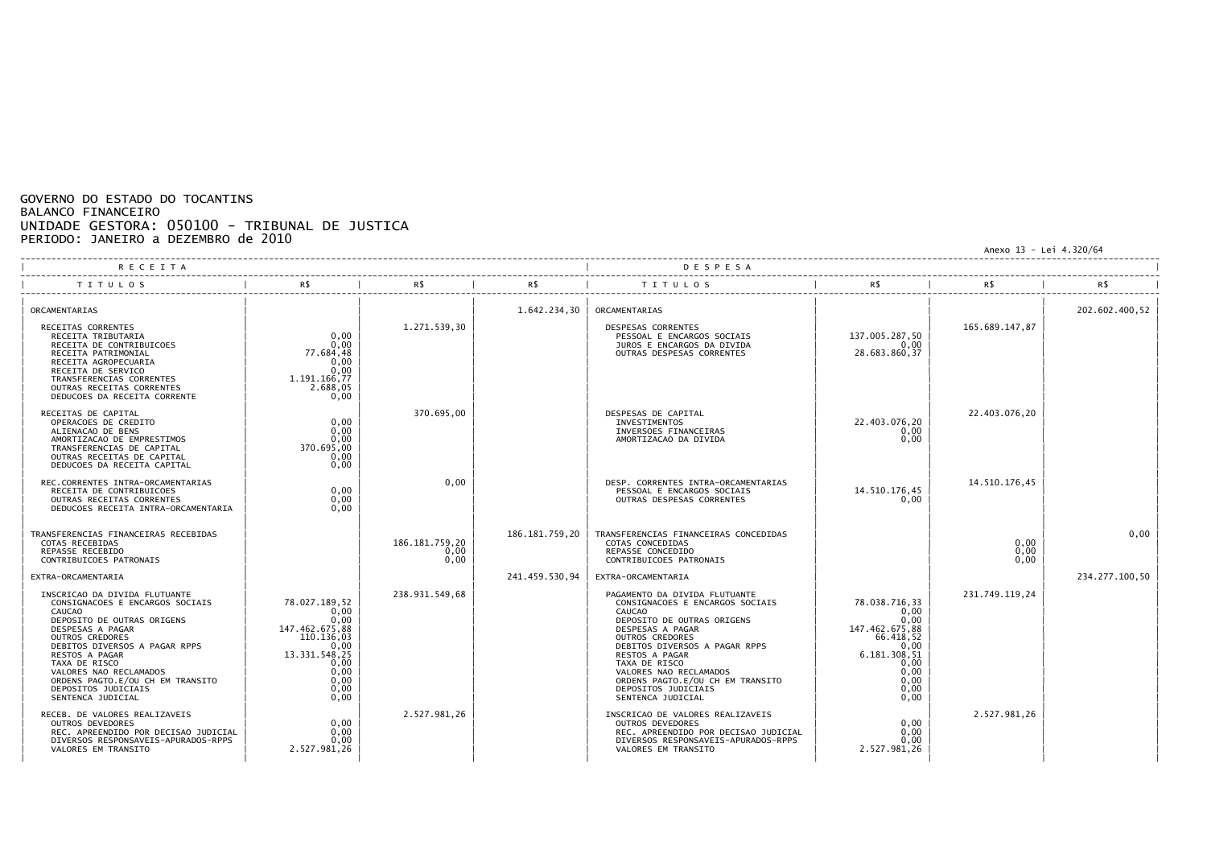GOVERNO DO ESTADO DO TOCANTINS
BALANCO FINANCEIRO
UNIDADE GESTORA: 050100 - TRIBUNAL DE JUSTICA
PERIODO: JANEIRO a DEZEMBRO de 2010

Anexo 13 - Lei 4.320/64

| RECEITA | | | | DESPESA | | | |
|---|---|---|---|---|---|---|---|
| TITULOS | R$ | R$ | R$ | TITULOS | R$ | R$ | R$ |
| ORCAMENTARIAS | | | 1.642.234,30 | ORCAMENTARIAS | | | 202.602.400,52 |
| RECEITAS CORRENTES | | 1.271.539,30 | | DESPESAS CORRENTES | | 165.689.147,87 | |
| RECEITA TRIBUTARIA | 0,00 | | | PESSOAL E ENCARGOS SOCIAIS | 137.005.287,50 | | |
| RECEITA DE CONTRIBUICOES | 0,00 | | | JUROS E ENCARGOS DA DIVIDA | 0,00 | | |
| RECEITA PATRIMONIAL | 77.684,48 | | | OUTRAS DESPESAS CORRENTES | 28.683.860,37 | | |
| RECEITA AGROPECUARIA | 0,00 | | | | | | |
| RECEITA DE SERVICO | 0,00 | | | | | | |
| TRANSFERENCIAS CORRENTES | 1.191.166,77 | | | | | | |
| OUTRAS RECEITAS CORRENTES | 2.688,05 | | | | | | |
| DEDUCOES DA RECEITA CORRENTE | 0,00 | | | | | | |
| RECEITAS DE CAPITAL | | 370.695,00 | | DESPESAS DE CAPITAL | | 22.403.076,20 | |
| OPERACOES DE CREDITO | 0,00 | | | INVESTIMENTOS | 22.403.076,20 | | |
| ALIENACAO DE BENS | 0,00 | | | INVERSOES FINANCEIRAS | 0,00 | | |
| AMORTIZACAO DE EMPRESTIMOS | 0,00 | | | AMORTIZACAO DA DIVIDA | 0,00 | | |
| TRANSFERENCIAS DE CAPITAL | 370.695,00 | | | | | | |
| OUTRAS RECEITAS DE CAPITAL | 0,00 | | | | | | |
| DEDUCOES DA RECEITA CAPITAL | 0,00 | | | | | | |
| REC.CORRENTES INTRA-ORCAMENTARIAS | | 0,00 | | DESP. CORRENTES INTRA-ORCAMENTARIAS | | 14.510.176,45 | |
| RECEITA DE CONTRIBUICOES | 0,00 | | | PESSOAL E ENCARGOS SOCIAIS | 14.510.176,45 | | |
| OUTRAS RECEITAS CORRENTES | 0,00 | | | OUTRAS DESPESAS CORRENTES | 0,00 | | |
| DEDUCOES RECEITA INTRA-ORCAMENTARIA | 0,00 | | | | | | |
| TRANSFERENCIAS FINANCEIRAS RECEBIDAS | | | 186.181.759,20 | TRANSFERENCIAS FINANCEIRAS CONCEDIDAS | | | 0,00 |
| COTAS RECEBIDAS | | 186.181.759,20 | | COTAS CONCEDIDAS | | 0,00 | |
| REPASSE RECEBIDO | | 0,00 | | REPASSE CONCEDIDO | | 0,00 | |
| CONTRIBUICOES PATRONAIS | | 0,00 | | CONTRIBUICOES PATRONAIS | | 0,00 | |
| EXTRA-ORCAMENTARIA | | | 241.459.530,94 | EXTRA-ORCAMENTARIA | | | 234.277.100,50 |
| INSCRICAO DA DIVIDA FLUTUANTE | | 238.931.549,68 | | PAGAMENTO DA DIVIDA FLUTUANTE | | 231.749.119,24 | |
| CONSIGNACOES E ENCARGOS SOCIAIS | 78.027.189,52 | | | CONSIGNACOES E ENCARGOS SOCIAIS | 78.038.716,33 | | |
| CAUCAO | 0,00 | | | CAUCAO | 0,00 | | |
| DEPOSITO DE OUTRAS ORIGENS | 0,00 | | | DEPOSITO DE OUTRAS ORIGENS | 0,00 | | |
| DESPESAS A PAGAR | 147.462.675,88 | | | DESPESAS A PAGAR | 147.462.675,88 | | |
| OUTROS CREDORES | 110.136,03 | | | OUTROS CREDORES | 66.418,52 | | |
| DEBITOS DIVERSOS A PAGAR RPPS | 0,00 | | | DEBITOS DIVERSOS A PAGAR RPPS | 0,00 | | |
| RESTOS A PAGAR | 13.331.548,25 | | | RESTOS A PAGAR | 6.181.308,51 | | |
| TAXA DE RISCO | 0,00 | | | TAXA DE RISCO | 0,00 | | |
| VALORES NAO RECLAMADOS | 0,00 | | | VALORES NAO RECLAMADOS | 0,00 | | |
| ORDENS PAGTO.E/OU CH EM TRANSITO | 0,00 | | | ORDENS PAGTO.E/OU CH EM TRANSITO | 0,00 | | |
| DEPOSITOS JUDICIAIS | 0,00 | | | DEPOSITOS JUDICIAIS | 0,00 | | |
| SENTENCA JUDICIAL | 0,00 | | | SENTENCA JUDICIAL | 0,00 | | |
| RECEB. DE VALORES REALIZAVEIS | | 2.527.981,26 | | INSCRICAO DE VALORES REALIZAVEIS | | 2.527.981,26 | |
| OUTROS DEVEDORES | 0,00 | | | OUTROS DEVEDORES | 0,00 | | |
| REC. APREENDIDO POR DECISAO JUDICIAL | 0,00 | | | REC. APREENDIDO POR DECISAO JUDICIAL | 0,00 | | |
| DIVERSOS RESPONSAVEIS-APURADOS-RPPS | 0,00 | | | DIVERSOS RESPONSAVEIS-APURADOS-RPPS | 0,00 | | |
| VALORES EM TRANSITO | 2.527.981,26 | | | VALORES EM TRANSITO | 2.527.981,26 | | |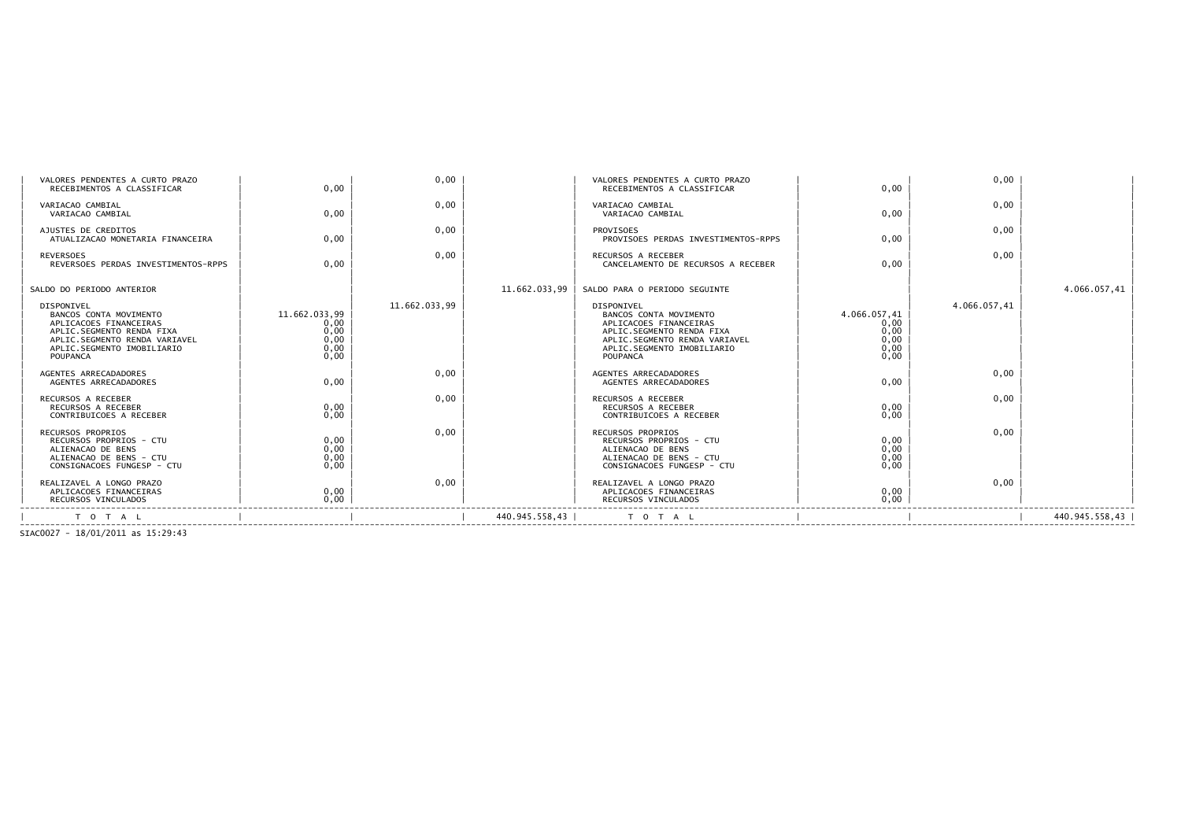| | | | | | | | |
|---|---|---|---|---|---|---|---|
| VALORES PENDENTES A CURTO PRAZO | | 0,00 | | VALORES PENDENTES A CURTO PRAZO | | 0,00 | |
| RECEBIMENTOS A CLASSIFICAR | 0,00 | | | RECEBIMENTOS A CLASSIFICAR | 0,00 | | |
| VARIACAO CAMBIAL | | 0,00 | | VARIACAO CAMBIAL | | 0,00 | |
| VARIACAO CAMBIAL | 0,00 | | | VARIACAO CAMBIAL | 0,00 | | |
| AJUSTES DE CREDITOS | | 0,00 | | PROVISOES | | 0,00 | |
| ATUALIZACAO MONETARIA FINANCEIRA | 0,00 | | | PROVISOES PERDAS INVESTIMENTOS-RPPS | 0,00 | | |
| REVERSOES | | 0,00 | | RECURSOS A RECEBER | | 0,00 | |
| REVERSOES PERDAS INVESTIMENTOS-RPPS | 0,00 | | | CANCELAMENTO DE RECURSOS A RECEBER | 0,00 | | |
| SALDO DO PERIODO ANTERIOR | | | 11.662.033,99 | SALDO PARA O PERIODO SEGUINTE | | | 4.066.057,41 |
| DISPONIVEL | | 11.662.033,99 | | DISPONIVEL | | 4.066.057,41 | |
| BANCOS CONTA MOVIMENTO | 11.662.033,99 | | | BANCOS CONTA MOVIMENTO | 4.066.057,41 | | |
| APLICACOES FINANCEIRAS | 0,00 | | | APLICACOES FINANCEIRAS | 0,00 | | |
| APLIC.SEGMENTO RENDA FIXA | 0,00 | | | APLIC.SEGMENTO RENDA FIXA | 0,00 | | |
| APLIC.SEGMENTO RENDA VARIAVEL | 0,00 | | | APLIC.SEGMENTO RENDA VARIAVEL | 0,00 | | |
| APLIC.SEGMENTO IMOBILIARIO | 0,00 | | | APLIC.SEGMENTO IMOBILIARIO | 0,00 | | |
| POUPANCA | 0,00 | | | POUPANCA | 0,00 | | |
| AGENTES ARRECADADORES | | 0,00 | | AGENTES ARRECADADORES | | 0,00 | |
| AGENTES ARRECADADORES | 0,00 | | | AGENTES ARRECADADORES | 0,00 | | |
| RECURSOS A RECEBER | | 0,00 | | RECURSOS A RECEBER | | 0,00 | |
| RECURSOS A RECEBER | 0,00 | | | RECURSOS A RECEBER | 0,00 | | |
| CONTRIBUICOES A RECEBER | 0,00 | | | CONTRIBUICOES A RECEBER | 0,00 | | |
| RECURSOS PROPRIOS | | 0,00 | | RECURSOS PROPRIOS | | 0,00 | |
| RECURSOS PROPRIOS - CTU | 0,00 | | | RECURSOS PROPRIOS - CTU | 0,00 | | |
| ALIENACAO DE BENS | 0,00 | | | ALIENACAO DE BENS | 0,00 | | |
| ALIENACAO DE BENS - CTU | 0,00 | | | ALIENACAO DE BENS - CTU | 0,00 | | |
| CONSIGNACOES FUNGESP - CTU | 0,00 | | | CONSIGNACOES FUNGESP - CTU | 0,00 | | |
| REALIZAVEL A LONGO PRAZO | | 0,00 | | REALIZAVEL A LONGO PRAZO | | 0,00 | |
| APLICACOES FINANCEIRAS | 0,00 | | | APLICACOES FINANCEIRAS | 0,00 | | |
| RECURSOS VINCULADOS | 0,00 | | | RECURSOS VINCULADOS | 0,00 | | |
| T O T A L | | | 440.945.558,43 | T O T A L | | | 440.945.558,43 |

SIAC0027 - 18/01/2011 as 15:29:43